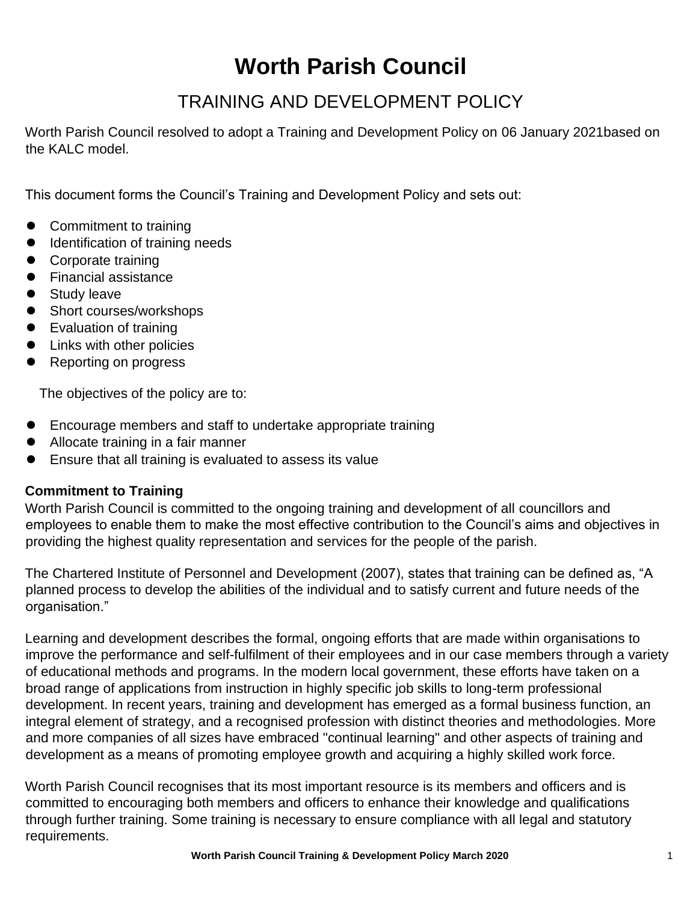# Worth Parish Council

## TRAINING AND DEVELOPMENT POLICY

Worth Parish Council resolved to adopt a Training and Development Policy on 06 January 2021based on the KALC model.

This document forms the Council's Training and Development Policy and sets out:

- Commitment to training
- Identification of training needs
- Corporate training
- Financial assistance
- Study leave
- Short courses/workshops
- Evaluation of training
- Links with other policies
- Reporting on progress

The objectives of the policy are to:

- Encourage members and staff to undertake appropriate training
- Allocate training in a fair manner
- Ensure that all training is evaluated to assess its value

**Commitment to Training**

Worth Parish Council is committed to the ongoing training and development of all councillors and employees to enable them to make the most effective contribution to the Council's aims and objectives in providing the highest quality representation and services for the people of the parish.

The Chartered Institute of Personnel and Development (2007), states that training can be defined as, "A planned process to develop the abilities of the individual and to satisfy current and future needs of the organisation."

Learning and development describes the formal, ongoing efforts that are made within organisations to improve the performance and self-fulfilment of their employees and in our case members through a variety of educational methods and programs. In the modern local government, these efforts have taken on a broad range of applications from instruction in highly specific job skills to long-term professional development. In recent years, training and development has emerged as a formal business function, an integral element of strategy, and a recognised profession with distinct theories and methodologies. More and more companies of all sizes have embraced "continual learning" and other aspects of training and development as a means of promoting employee growth and acquiring a highly skilled work force.

Worth Parish Council recognises that its most important resource is its members and officers and is committed to encouraging both members and officers to enhance their knowledge and qualifications through further training. Some training is necessary to ensure compliance with all legal and statutory requirements.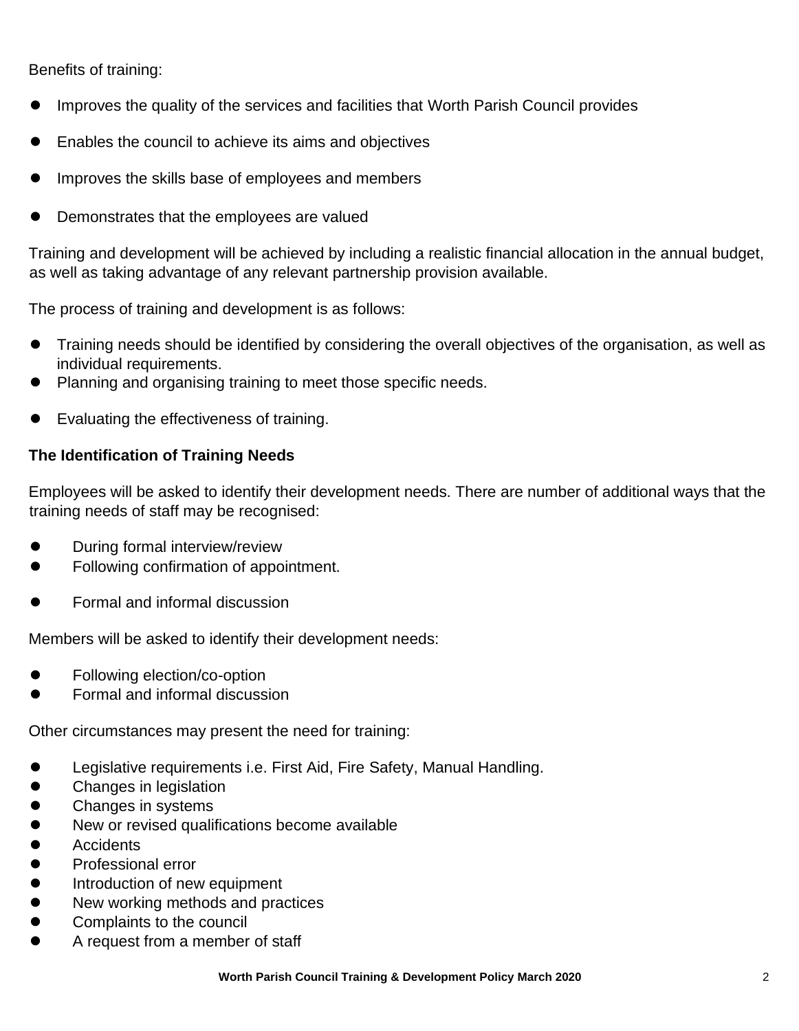Benefits of training:

- Improves the quality of the services and facilities that Worth Parish Council provides
- Enables the council to achieve its aims and objectives
- Improves the skills base of employees and members
- Demonstrates that the employees are valued

Training and development will be achieved by including a realistic financial allocation in the annual budget, as well as taking advantage of any relevant partnership provision available.

The process of training and development is as follows:

- Training needs should be identified by considering the overall objectives of the organisation, as well as individual requirements.
- Planning and organising training to meet those specific needs.
- Evaluating the effectiveness of training.

**The Identification of Training Needs**

Employees will be asked to identify their development needs. There are number of additional ways that the training needs of staff may be recognised:

- During formal interview/review
- Following confirmation of appointment.
- Formal and informal discussion

Members will be asked to identify their development needs:

- Following election/co-option
- Formal and informal discussion

Other circumstances may present the need for training:

- Legislative requirements i.e. First Aid, Fire Safety, Manual Handling.
- Changes in legislation
- Changes in systems
- New or revised qualifications become available
- Accidents
- Professional error
- Introduction of new equipment
- New working methods and practices
- Complaints to the council
- A request from a member of staff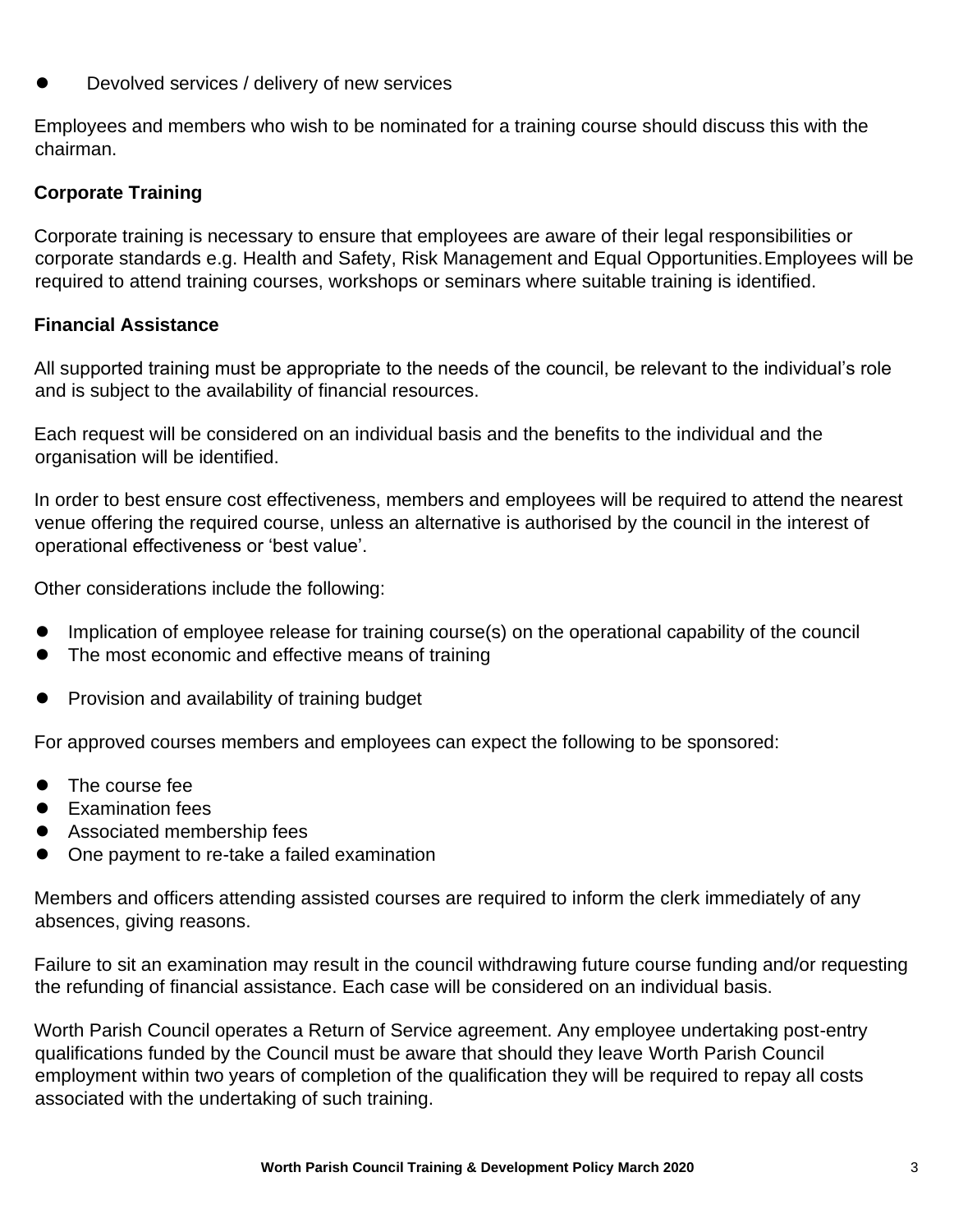- Devolved services / delivery of new services

Employees and members who wish to be nominated for a training course should discuss this with the chairman.

**Corporate Training**

Corporate training is necessary to ensure that employees are aware of their legal responsibilities or corporate standards e.g. Health and Safety, Risk Management and Equal Opportunities. Employees will be required to attend training courses, workshops or seminars where suitable training is identified.

**Financial Assistance**

All supported training must be appropriate to the needs of the council, be relevant to the individual's role and is subject to the availability of financial resources.

Each request will be considered on an individual basis and the benefits to the individual and the organisation will be identified.

In order to best ensure cost effectiveness, members and employees will be required to attend the nearest venue offering the required course, unless an alternative is authorised by the council in the interest of operational effectiveness or 'best value'.

Other considerations include the following:

- Implication of employee release for training course(s) on the operational capability of the council
- The most economic and effective means of training
- Provision and availability of training budget

For approved courses members and employees can expect the following to be sponsored:

- The course fee
- Examination fees
- Associated membership fees
- One payment to re-take a failed examination

Members and officers attending assisted courses are required to inform the clerk immediately of any absences, giving reasons.

Failure to sit an examination may result in the council withdrawing future course funding and/or requesting the refunding of financial assistance. Each case will be considered on an individual basis.

Worth Parish Council operates a Return of Service agreement. Any employee undertaking post-entry qualifications funded by the Council must be aware that should they leave Worth Parish Council employment within two years of completion of the qualification they will be required to repay all costs associated with the undertaking of such training.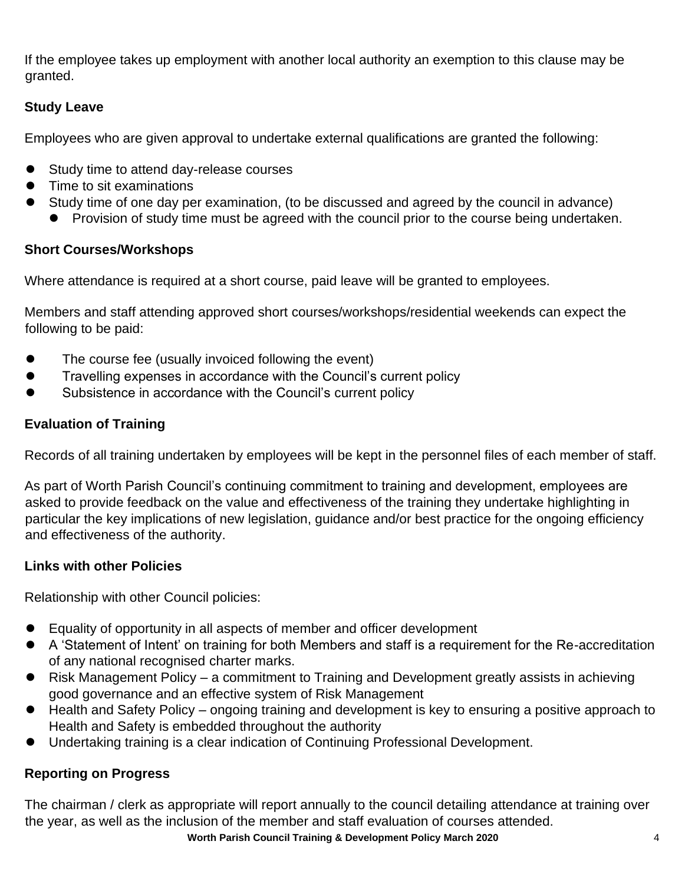If the employee takes up employment with another local authority an exemption to this clause may be granted.

### Study Leave

Employees who are given approval to undertake external qualifications are granted the following:

- Study time to attend day-release courses
- Time to sit examinations
- Study time of one day per examination, (to be discussed and agreed by the council in advance)
  - Provision of study time must be agreed with the council prior to the course being undertaken.

### Short Courses/Workshops

Where attendance is required at a short course, paid leave will be granted to employees.

Members and staff attending approved short courses/workshops/residential weekends can expect the following to be paid:

- The course fee (usually invoiced following the event)
- Travelling expenses in accordance with the Council's current policy
- Subsistence in accordance with the Council's current policy

### Evaluation of Training

Records of all training undertaken by employees will be kept in the personnel files of each member of staff.

As part of Worth Parish Council's continuing commitment to training and development, employees are asked to provide feedback on the value and effectiveness of the training they undertake highlighting in particular the key implications of new legislation, guidance and/or best practice for the ongoing efficiency and effectiveness of the authority.

### Links with other Policies

Relationship with other Council policies:

- Equality of opportunity in all aspects of member and officer development
- A 'Statement of Intent' on training for both Members and staff is a requirement for the Re-accreditation of any national recognised charter marks.
- Risk Management Policy – a commitment to Training and Development greatly assists in achieving good governance and an effective system of Risk Management
- Health and Safety Policy – ongoing training and development is key to ensuring a positive approach to Health and Safety is embedded throughout the authority
- Undertaking training is a clear indication of Continuing Professional Development.

### Reporting on Progress

The chairman / clerk as appropriate will report annually to the council detailing attendance at training over the year, as well as the inclusion of the member and staff evaluation of courses attended.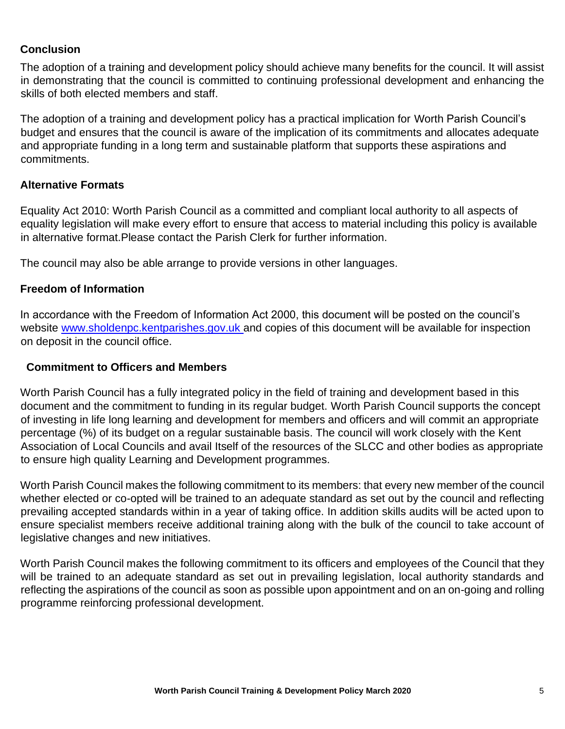## Conclusion

The adoption of a training and development policy should achieve many benefits for the council. It will assist in demonstrating that the council is committed to continuing professional development and enhancing the skills of both elected members and staff.

The adoption of a training and development policy has a practical implication for Worth Parish Council's budget and ensures that the council is aware of the implication of its commitments and allocates adequate and appropriate funding in a long term and sustainable platform that supports these aspirations and commitments.

## Alternative Formats

Equality Act 2010: Worth Parish Council as a committed and compliant local authority to all aspects of equality legislation will make every effort to ensure that access to material including this policy is available in alternative format.Please contact the Parish Clerk for further information.

The council may also be able arrange to provide versions in other languages.

## Freedom of Information

In accordance with the Freedom of Information Act 2000, this document will be posted on the council's website www.sholdenpc.kentparishes.gov.uk and copies of this document will be available for inspection on deposit in the council office.

## Commitment to Officers and Members

Worth Parish Council has a fully integrated policy in the field of training and development based in this document and the commitment to funding in its regular budget. Worth Parish Council supports the concept of investing in life long learning and development for members and officers and will commit an appropriate percentage (%) of its budget on a regular sustainable basis. The council will work closely with the Kent Association of Local Councils and avail Itself of the resources of the SLCC and other bodies as appropriate to ensure high quality Learning and Development programmes.

Worth Parish Council makes the following commitment to its members: that every new member of the council whether elected or co-opted will be trained to an adequate standard as set out by the council and reflecting prevailing accepted standards within in a year of taking office. In addition skills audits will be acted upon to ensure specialist members receive additional training along with the bulk of the council to take account of legislative changes and new initiatives.

Worth Parish Council makes the following commitment to its officers and employees of the Council that they will be trained to an adequate standard as set out in prevailing legislation, local authority standards and reflecting the aspirations of the council as soon as possible upon appointment and on an on-going and rolling programme reinforcing professional development.